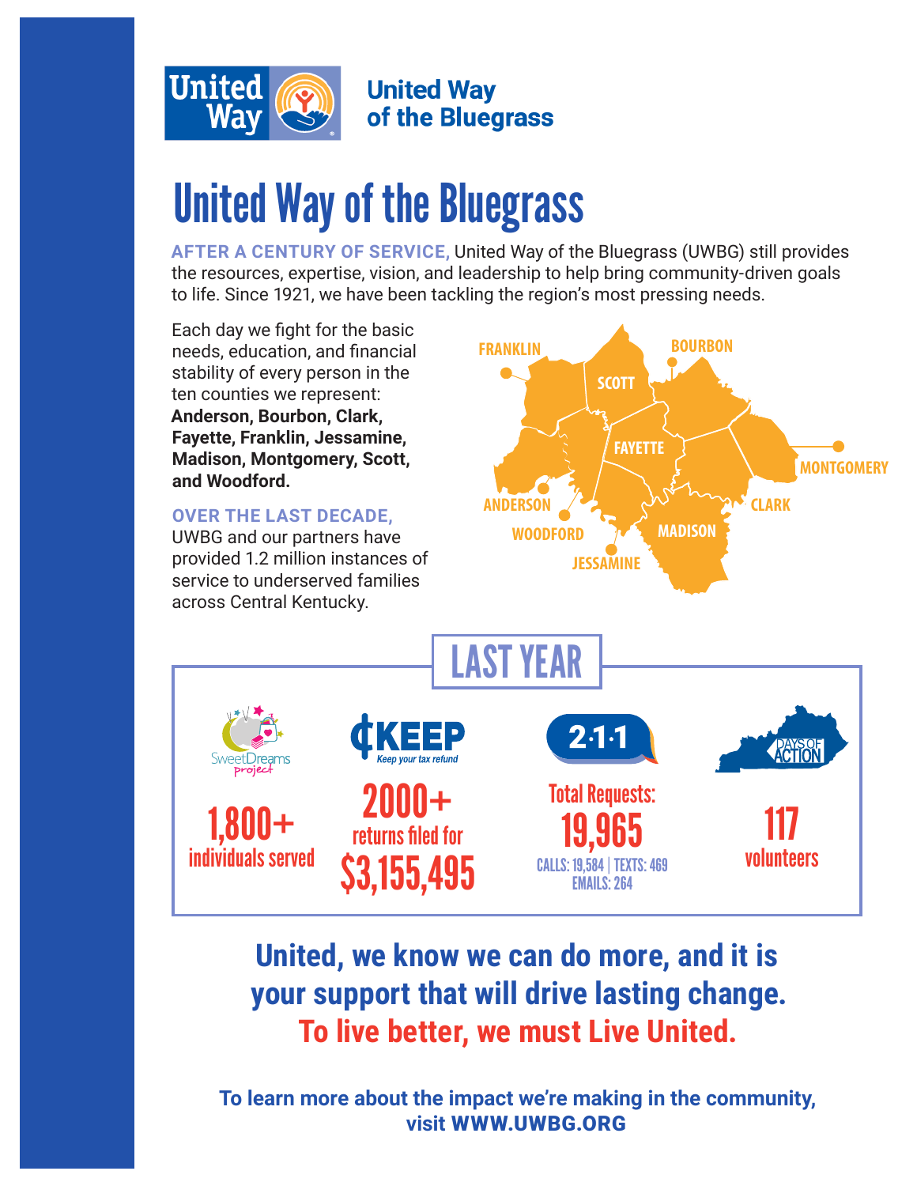United Way of the Bluegrass

# United Way of the Bluegrass

**AFTER A CENTURY OF SERVICE,** United Way of the Bluegrass (UWBG) still provides the resources, expertise, vision, and leadership to help bring community-driven goals to life. Since 1921, we have been tackling the region's most pressing needs.

Each day we fight for the basic needs, education, and financial stability of every person in the ten counties we represent: **Anderson, Bourbon, Clark, Fayette, Franklin, Jessamine, Madison, Montgomery, Scott, and Woodford.**

**OVER THE LAST DECADE,** UWBG and our partners have provided 1.2 million instances of service to underserved families across Central Kentucky.

FRANKLIN, SCOTT, BOURBON, FAYETTE, MONTGOMERY, ANDERSON, CLARK, WOODFORD, MADISON, JESSAMINE

## LAST YEAR

**SweetDreams project**
**1,800+** individuals served

**KEEP** *Keep your tax refund*
**2000+** returns filed for **$3,155,495**

**2·1·1**
Total Requests: **19,965**
CALLS: 19,584 | TEXTS: 469
EMAILS: 264

**DAYS OF ACTION**
**117** volunteers

**United, we know we can do more, and it is your support that will drive lasting change.**
**To live better, we must Live United.**

**To learn more about the impact we're making in the community, visit WWW.UWBG.ORG**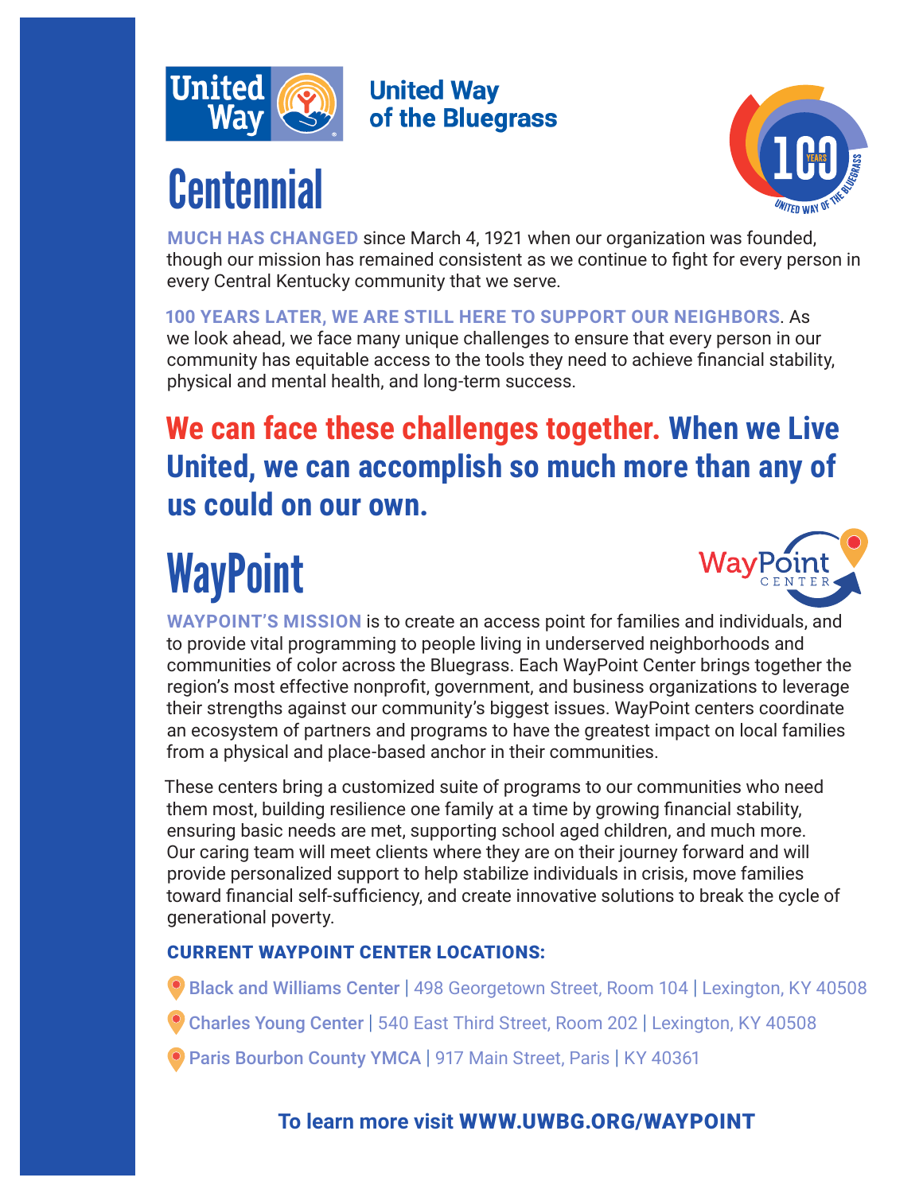United Way of the Bluegrass

# Centennial

**MUCH HAS CHANGED** since March 4, 1921 when our organization was founded, though our mission has remained consistent as we continue to fight for every person in every Central Kentucky community that we serve.

**100 YEARS LATER, WE ARE STILL HERE TO SUPPORT OUR NEIGHBORS**. As we look ahead, we face many unique challenges to ensure that every person in our community has equitable access to the tools they need to achieve financial stability, physical and mental health, and long-term success.

## We can face these challenges together. When we Live United, we can accomplish so much more than any of us could on our own.

# WayPoint

**WAYPOINT'S MISSION** is to create an access point for families and individuals, and to provide vital programming to people living in underserved neighborhoods and communities of color across the Bluegrass. Each WayPoint Center brings together the region's most effective nonprofit, government, and business organizations to leverage their strengths against our community's biggest issues. WayPoint centers coordinate an ecosystem of partners and programs to have the greatest impact on local families from a physical and place-based anchor in their communities.

These centers bring a customized suite of programs to our communities who need them most, building resilience one family at a time by growing financial stability, ensuring basic needs are met, supporting school aged children, and much more. Our caring team will meet clients where they are on their journey forward and will provide personalized support to help stabilize individuals in crisis, move families toward financial self-sufficiency, and create innovative solutions to break the cycle of generational poverty.

### CURRENT WAYPOINT CENTER LOCATIONS:

- **Black and Williams Center** | 498 Georgetown Street, Room 104 | Lexington, KY 40508
- **Charles Young Center** | 540 East Third Street, Room 202 | Lexington, KY 40508
- **Paris Bourbon County YMCA** | 917 Main Street, Paris | KY 40361

**To learn more visit WWW.UWBG.ORG/WAYPOINT**